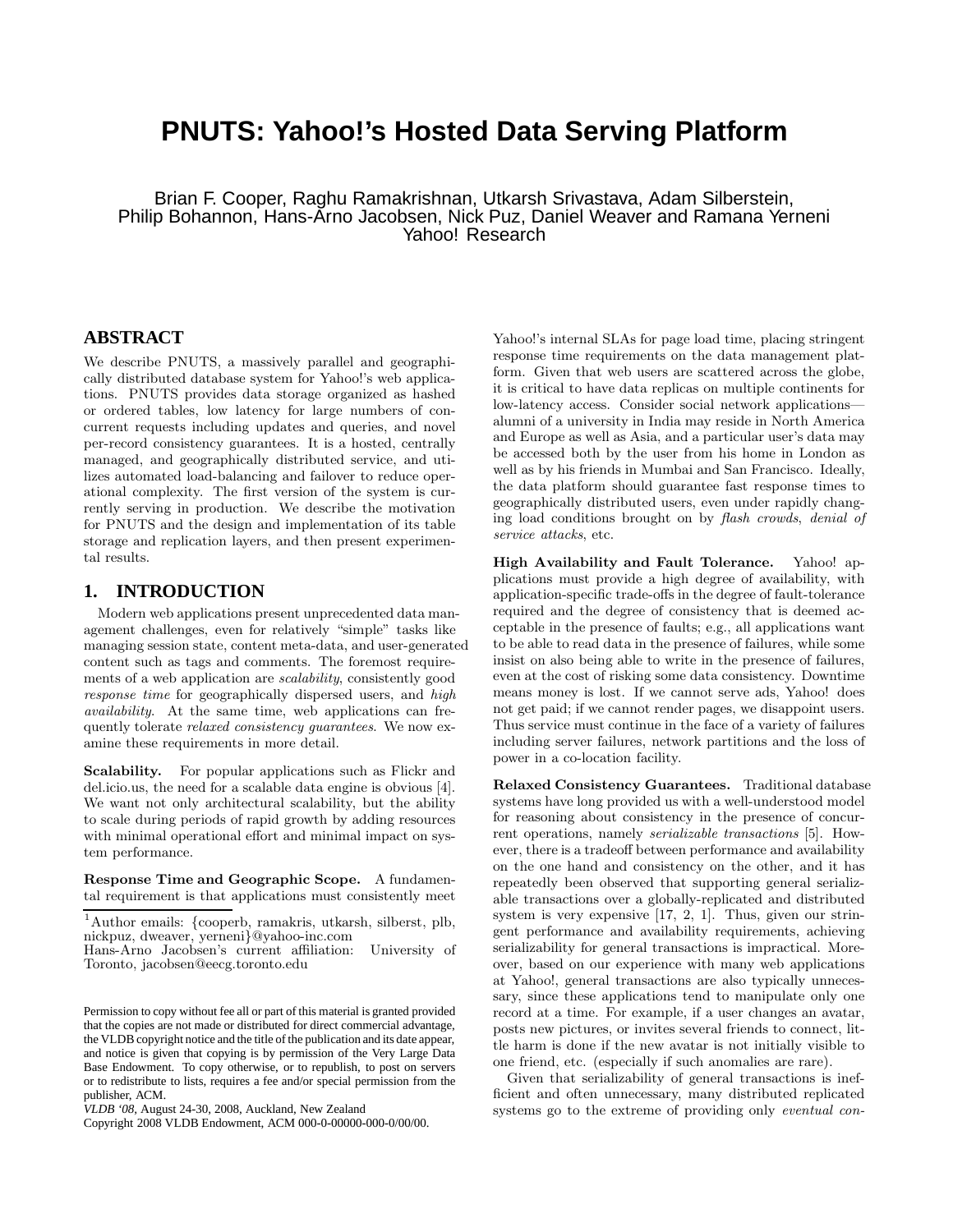# PNUTS: Yahoo!'s Hosted Data Serving Platform

Brian F. Cooper, Raghu Ramakrishnan, Utkarsh Srivastava, Adam Silberstein,
Philip Bohannon, Hans-Arno Jacobsen, Nick Puz, Daniel Weaver and Ramana Yerneni
Yahoo! Research

## ABSTRACT

We describe PNUTS, a massively parallel and geographically distributed database system for Yahoo!'s web applications. PNUTS provides data storage organized as hashed or ordered tables, low latency for large numbers of concurrent requests including updates and queries, and novel per-record consistency guarantees. It is a hosted, centrally managed, and geographically distributed service, and utilizes automated load-balancing and failover to reduce operational complexity. The first version of the system is currently serving in production. We describe the motivation for PNUTS and the design and implementation of its table storage and replication layers, and then present experimental results.

## 1. INTRODUCTION

Modern web applications present unprecedented data management challenges, even for relatively "simple" tasks like managing session state, content meta-data, and user-generated content such as tags and comments. The foremost requirements of a web application are *scalability*, consistently good *response time* for geographically dispersed users, and *high availability*. At the same time, web applications can frequently tolerate *relaxed consistency guarantees*. We now examine these requirements in more detail.

**Scalability.** For popular applications such as Flickr and del.icio.us, the need for a scalable data engine is obvious [4]. We want not only architectural scalability, but the ability to scale during periods of rapid growth by adding resources with minimal operational effort and minimal impact on system performance.

**Response Time and Geographic Scope.** A fundamental requirement is that applications must consistently meet Yahoo!'s internal SLAs for page load time, placing stringent response time requirements on the data management platform. Given that web users are scattered across the globe, it is critical to have data replicas on multiple continents for low-latency access. Consider social network applications—alumni of a university in India may reside in North America and Europe as well as Asia, and a particular user's data may be accessed both by the user from his home in London as well as by his friends in Mumbai and San Francisco. Ideally, the data platform should guarantee fast response times to geographically distributed users, even under rapidly changing load conditions brought on by *flash crowds*, *denial of service attacks*, etc.

**High Availability and Fault Tolerance.** Yahoo! applications must provide a high degree of availability, with application-specific trade-offs in the degree of fault-tolerance required and the degree of consistency that is deemed acceptable in the presence of faults; e.g., all applications want to be able to read data in the presence of failures, while some insist on also being able to write in the presence of failures, even at the cost of risking some data consistency. Downtime means money is lost. If we cannot serve ads, Yahoo! does not get paid; if we cannot render pages, we disappoint users. Thus service must continue in the face of a variety of failures including server failures, network partitions and the loss of power in a co-location facility.

**Relaxed Consistency Guarantees.** Traditional database systems have long provided us with a well-understood model for reasoning about consistency in the presence of concurrent operations, namely *serializable transactions* [5]. However, there is a tradeoff between performance and availability on the one hand and consistency on the other, and it has repeatedly been observed that supporting general serializable transactions over a globally-replicated and distributed system is very expensive [17, 2, 1]. Thus, given our stringent performance and availability requirements, achieving serializability for general transactions is impractical. Moreover, based on our experience with many web applications at Yahoo!, general transactions are also typically unnecessary, since these applications tend to manipulate only one record at a time. For example, if a user changes an avatar, posts new pictures, or invites several friends to connect, little harm is done if the new avatar is not initially visible to one friend, etc. (especially if such anomalies are rare).

Given that serializability of general transactions is inefficient and often unnecessary, many distributed replicated systems go to the extreme of providing only *eventual con-*

[1]Author emails: {cooperb, ramakris, utkarsh, silberst, plb, nickpuz, dweaver, yerneni}@yahoo-inc.com
Hans-Arno Jacobsen's current affiliation: University of Toronto, jacobsen@eecg.toronto.edu

Permission to copy without fee all or part of this material is granted provided that the copies are not made or distributed for direct commercial advantage, the VLDB copyright notice and the title of the publication and its date appear, and notice is given that copying is by permission of the Very Large Data Base Endowment. To copy otherwise, or to republish, to post on servers or to redistribute to lists, requires a fee and/or special permission from the publisher, ACM.
*VLDB '08*, August 24-30, 2008, Auckland, New Zealand
Copyright 2008 VLDB Endowment, ACM 000-0-00000-000-0/00/00.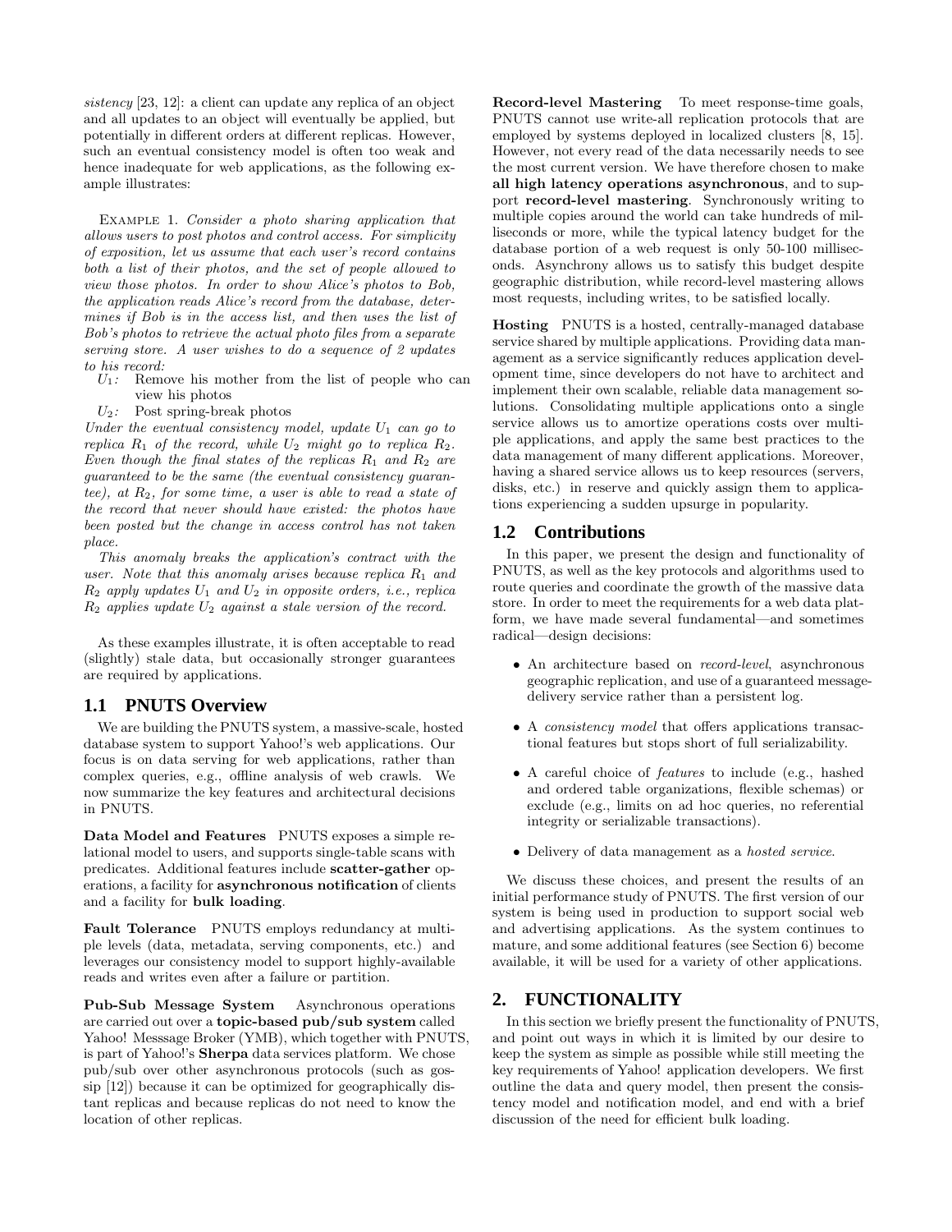*sistency* [23, 12]: a client can update any replica of an object and all updates to an object will eventually be applied, but potentially in different orders at different replicas. However, such an eventual consistency model is often too weak and hence inadequate for web applications, as the following example illustrates:

Example 1. *Consider a photo sharing application that allows users to post photos and control access. For simplicity of exposition, let us assume that each user's record contains both a list of their photos, and the set of people allowed to view those photos. In order to show Alice's photos to Bob, the application reads Alice's record from the database, determines if Bob is in the access list, and then uses the list of Bob's photos to retrieve the actual photo files from a separate serving store. A user wishes to do a sequence of 2 updates to his record:*

- $U_1$*:* Remove his mother from the list of people who can view his photos
- $U_2$*:* Post spring-break photos

*Under the eventual consistency model, update* $U_1$ *can go to replica* $R_1$ *of the record, while* $U_2$ *might go to replica* $R_2$*. Even though the final states of the replicas* $R_1$ *and* $R_2$ *are guaranteed to be the same (the eventual consistency guarantee), at* $R_2$*, for some time, a user is able to read a state of the record that never should have existed: the photos have been posted but the change in access control has not taken place.*

*This anomaly breaks the application's contract with the user. Note that this anomaly arises because replica* $R_1$ *and* $R_2$ *apply updates* $U_1$ *and* $U_2$ *in opposite orders, i.e., replica* $R_2$ *applies update* $U_2$ *against a stale version of the record.*

As these examples illustrate, it is often acceptable to read (slightly) stale data, but occasionally stronger guarantees are required by applications.

## 1.1 PNUTS Overview

We are building the PNUTS system, a massive-scale, hosted database system to support Yahoo!'s web applications. Our focus is on data serving for web applications, rather than complex queries, e.g., offline analysis of web crawls. We now summarize the key features and architectural decisions in PNUTS.

**Data Model and Features** PNUTS exposes a simple relational model to users, and supports single-table scans with predicates. Additional features include **scatter-gather** operations, a facility for **asynchronous notification** of clients and a facility for **bulk loading**.

**Fault Tolerance** PNUTS employs redundancy at multiple levels (data, metadata, serving components, etc.) and leverages our consistency model to support highly-available reads and writes even after a failure or partition.

**Pub-Sub Message System** Asynchronous operations are carried out over a **topic-based pub/sub system** called Yahoo! Messsage Broker (YMB), which together with PNUTS, is part of Yahoo!'s **Sherpa** data services platform. We chose pub/sub over other asynchronous protocols (such as gossip [12]) because it can be optimized for geographically distant replicas and because replicas do not need to know the location of other replicas.

**Record-level Mastering** To meet response-time goals, PNUTS cannot use write-all replication protocols that are employed by systems deployed in localized clusters [8, 15]. However, not every read of the data necessarily needs to see the most current version. We have therefore chosen to make **all high latency operations asynchronous**, and to support **record-level mastering**. Synchronously writing to multiple copies around the world can take hundreds of milliseconds or more, while the typical latency budget for the database portion of a web request is only 50-100 milliseconds. Asynchrony allows us to satisfy this budget despite geographic distribution, while record-level mastering allows most requests, including writes, to be satisfied locally.

**Hosting** PNUTS is a hosted, centrally-managed database service shared by multiple applications. Providing data management as a service significantly reduces application development time, since developers do not have to architect and implement their own scalable, reliable data management solutions. Consolidating multiple applications onto a single service allows us to amortize operations costs over multiple applications, and apply the same best practices to the data management of many different applications. Moreover, having a shared service allows us to keep resources (servers, disks, etc.) in reserve and quickly assign them to applications experiencing a sudden upsurge in popularity.

## 1.2 Contributions

In this paper, we present the design and functionality of PNUTS, as well as the key protocols and algorithms used to route queries and coordinate the growth of the massive data store. In order to meet the requirements for a web data platform, we have made several fundamental—and sometimes radical—design decisions:

- An architecture based on *record-level*, asynchronous geographic replication, and use of a guaranteed message-delivery service rather than a persistent log.
- A *consistency model* that offers applications transactional features but stops short of full serializability.
- A careful choice of *features* to include (e.g., hashed and ordered table organizations, flexible schemas) or exclude (e.g., limits on ad hoc queries, no referential integrity or serializable transactions).
- Delivery of data management as a *hosted service*.

We discuss these choices, and present the results of an initial performance study of PNUTS. The first version of our system is being used in production to support social web and advertising applications. As the system continues to mature, and some additional features (see Section 6) become available, it will be used for a variety of other applications.

# 2. FUNCTIONALITY

In this section we briefly present the functionality of PNUTS, and point out ways in which it is limited by our desire to keep the system as simple as possible while still meeting the key requirements of Yahoo! application developers. We first outline the data and query model, then present the consistency model and notification model, and end with a brief discussion of the need for efficient bulk loading.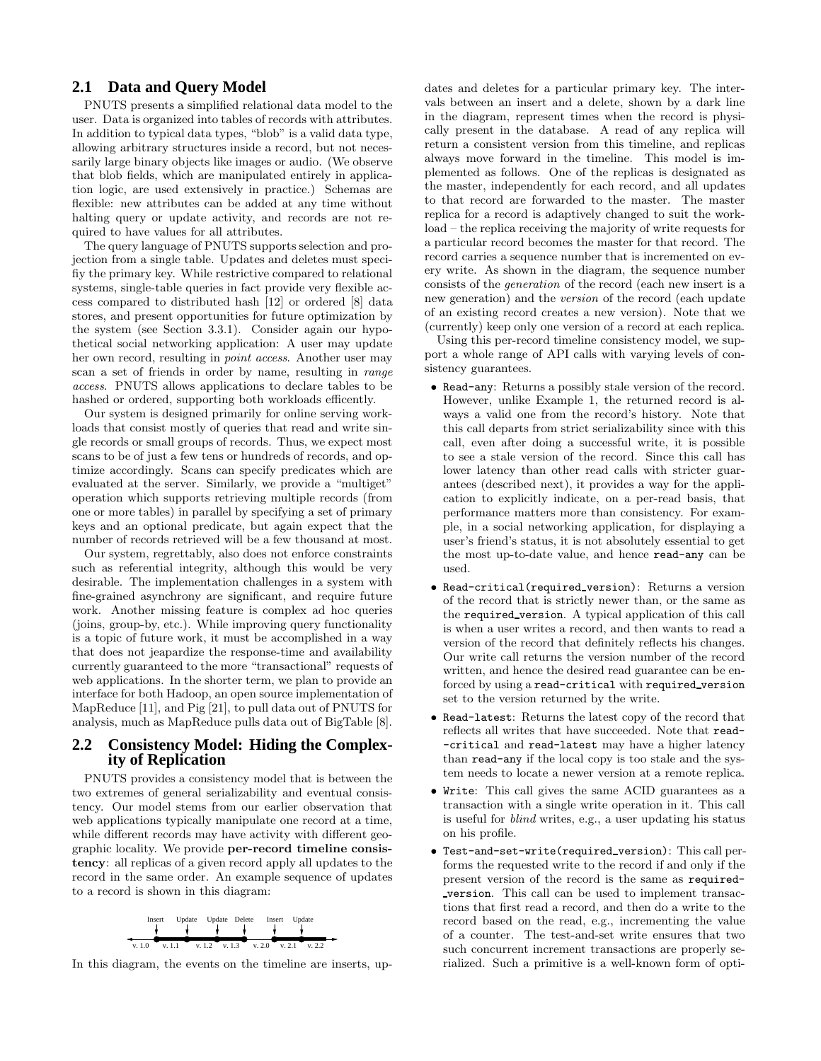## 2.1 Data and Query Model

PNUTS presents a simplified relational data model to the user. Data is organized into tables of records with attributes. In addition to typical data types, "blob" is a valid data type, allowing arbitrary structures inside a record, but not necessarily large binary objects like images or audio. (We observe that blob fields, which are manipulated entirely in application logic, are used extensively in practice.) Schemas are flexible: new attributes can be added at any time without halting query or update activity, and records are not required to have values for all attributes.

The query language of PNUTS supports selection and projection from a single table. Updates and deletes must specify the primary key. While restrictive compared to relational systems, single-table queries in fact provide very flexible access compared to distributed hash [12] or ordered [8] data stores, and present opportunities for future optimization by the system (see Section 3.3.1). Consider again our hypothetical social networking application: A user may update her own record, resulting in *point access*. Another user may scan a set of friends in order by name, resulting in *range access*. PNUTS allows applications to declare tables to be hashed or ordered, supporting both workloads efficently.

Our system is designed primarily for online serving workloads that consist mostly of queries that read and write single records or small groups of records. Thus, we expect most scans to be of just a few tens or hundreds of records, and optimize accordingly. Scans can specify predicates which are evaluated at the server. Similarly, we provide a "multiget" operation which supports retrieving multiple records (from one or more tables) in parallel by specifying a set of primary keys and an optional predicate, but again expect that the number of records retrieved will be a few thousand at most.

Our system, regrettably, also does not enforce constraints such as referential integrity, although this would be very desirable. The implementation challenges in a system with fine-grained asynchrony are significant, and require future work. Another missing feature is complex ad hoc queries (joins, group-by, etc.). While improving query functionality is a topic of future work, it must be accomplished in a way that does not jeapardize the response-time and availability currently guaranteed to the more "transactional" requests of web applications. In the shorter term, we plan to provide an interface for both Hadoop, an open source implementation of MapReduce [11], and Pig [21], to pull data out of PNUTS for analysis, much as MapReduce pulls data out of BigTable [8].

## 2.2 Consistency Model: Hiding the Complexity of Replication

PNUTS provides a consistency model that is between the two extremes of general serializability and eventual consistency. Our model stems from our earlier observation that web applications typically manipulate one record at a time, while different records may have activity with different geographic locality. We provide **per-record timeline consistency**: all replicas of a given record apply all updates to the record in the same order. An example sequence of updates to a record is shown in this diagram:

Insert Update Update Delete Insert Update
v. 1.0 v. 1.1 v. 1.2 v. 1.3 v. 2.0 v. 2.1 v. 2.2

In this diagram, the events on the timeline are inserts, updates and deletes for a particular primary key. The intervals between an insert and a delete, shown by a dark line in the diagram, represent times when the record is physically present in the database. A read of any replica will return a consistent version from this timeline, and replicas always move forward in the timeline. This model is implemented as follows. One of the replicas is designated as the master, independently for each record, and all updates to that record are forwarded to the master. The master replica for a record is adaptively changed to suit the workload – the replica receiving the majority of write requests for a particular record becomes the master for that record. The record carries a sequence number that is incremented on every write. As shown in the diagram, the sequence number consists of the *generation* of the record (each new insert is a new generation) and the *version* of the record (each update of an existing record creates a new version). Note that we (currently) keep only one version of a record at each replica.

Using this per-record timeline consistency model, we support a whole range of API calls with varying levels of consistency guarantees.

- `Read-any`: Returns a possibly stale version of the record. However, unlike Example 1, the returned record is always a valid one from the record's history. Note that this call departs from strict serializability since with this call, even after doing a successful write, it is possible to see a stale version of the record. Since this call has lower latency than other read calls with stricter guarantees (described next), it provides a way for the application to explicitly indicate, on a per-read basis, that performance matters more than consistency. For example, in a social networking application, for displaying a user's friend's status, it is not absolutely essential to get the most up-to-date value, and hence `read-any` can be used.
- `Read-critical(required_version)`: Returns a version of the record that is strictly newer than, or the same as the `required_version`. A typical application of this call is when a user writes a record, and then wants to read a version of the record that definitely reflects his changes. Our write call returns the version number of the record written, and hence the desired read guarantee can be enforced by using a `read-critical` with `required_version` set to the version returned by the write.
- `Read-latest`: Returns the latest copy of the record that reflects all writes that have succeeded. Note that `read-critical` and `read-latest` may have a higher latency than `read-any` if the local copy is too stale and the system needs to locate a newer version at a remote replica.
- `Write`: This call gives the same ACID guarantees as a transaction with a single write operation in it. This call is useful for *blind* writes, e.g., a user updating his status on his profile.
- `Test-and-set-write(required_version)`: This call performs the requested write to the record if and only if the present version of the record is the same as `required_version`. This call can be used to implement transactions that first read a record, and then do a write to the record based on the read, e.g., incrementing the value of a counter. The test-and-set write ensures that two such concurrent increment transactions are properly serialized. Such a primitive is a well-known form of opti-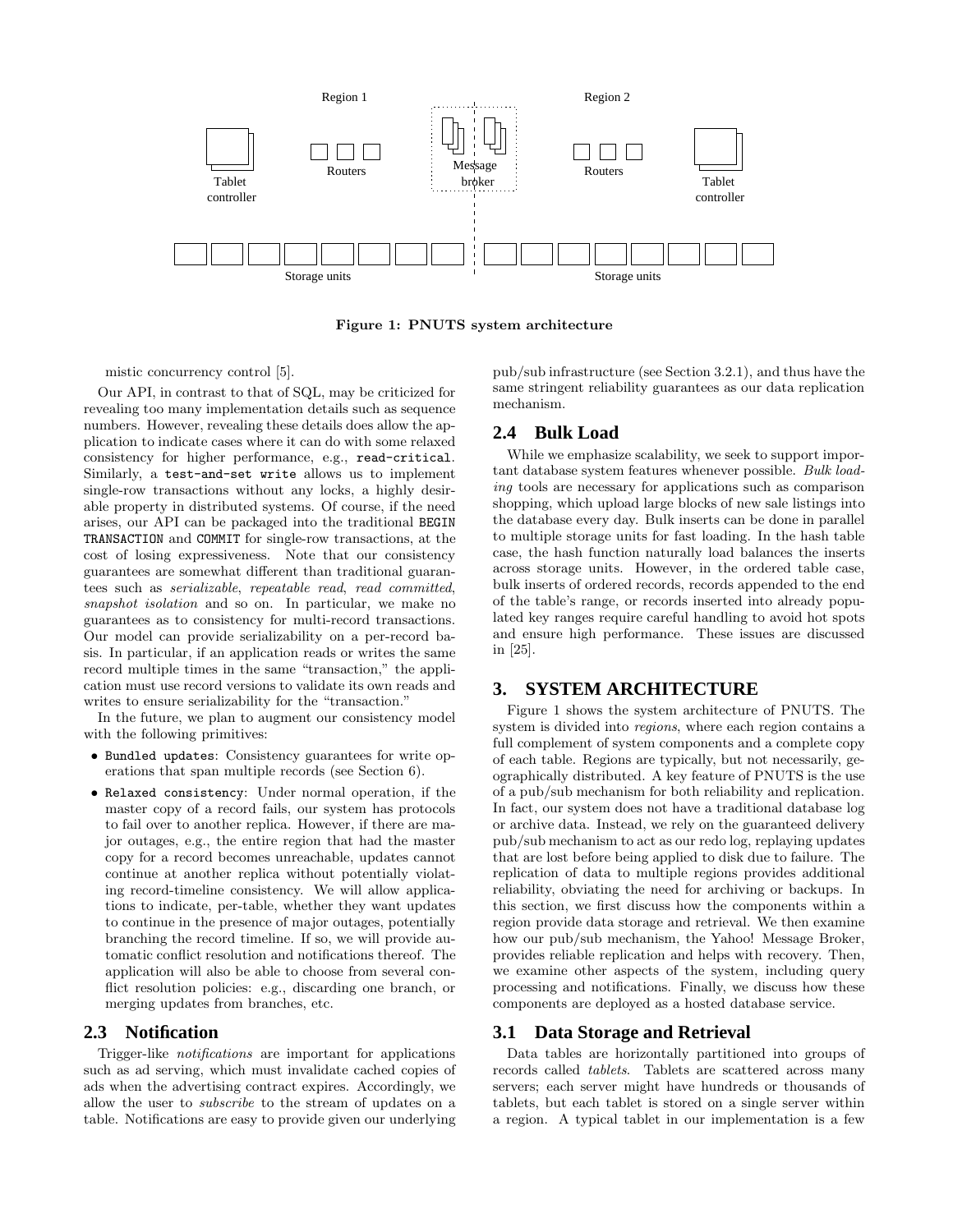Figure 1: PNUTS system architecture

mistic concurrency control [5].

Our API, in contrast to that of SQL, may be criticized for revealing too many implementation details such as sequence numbers. However, revealing these details does allow the application to indicate cases where it can do with some relaxed consistency for higher performance, e.g., `read-critical`. Similarly, a `test-and-set write` allows us to implement single-row transactions without any locks, a highly desirable property in distributed systems. Of course, if the need arises, our API can be packaged into the traditional `BEGIN TRANSACTION` and `COMMIT` for single-row transactions, at the cost of losing expressiveness. Note that our consistency guarantees are somewhat different than traditional guarantees such as *serializable*, *repeatable read*, *read committed*, *snapshot isolation* and so on. In particular, we make no guarantees as to consistency for multi-record transactions. Our model can provide serializability on a per-record basis. In particular, if an application reads or writes the same record multiple times in the same "transaction," the application must use record versions to validate its own reads and writes to ensure serializability for the "transaction."

In the future, we plan to augment our consistency model with the following primitives:

- `Bundled updates`: Consistency guarantees for write operations that span multiple records (see Section 6).
- `Relaxed consistency`: Under normal operation, if the master copy of a record fails, our system has protocols to fail over to another replica. However, if there are major outages, e.g., the entire region that had the master copy for a record becomes unreachable, updates cannot continue at another replica without potentially violating record-timeline consistency. We will allow applications to indicate, per-table, whether they want updates to continue in the presence of major outages, potentially branching the record timeline. If so, we will provide automatic conflict resolution and notifications thereof. The application will also be able to choose from several conflict resolution policies: e.g., discarding one branch, or merging updates from branches, etc.

## 2.3 Notification

Trigger-like *notifications* are important for applications such as ad serving, which must invalidate cached copies of ads when the advertising contract expires. Accordingly, we allow the user to *subscribe* to the stream of updates on a table. Notifications are easy to provide given our underlying pub/sub infrastructure (see Section 3.2.1), and thus have the same stringent reliability guarantees as our data replication mechanism.

## 2.4 Bulk Load

While we emphasize scalability, we seek to support important database system features whenever possible. *Bulk loading* tools are necessary for applications such as comparison shopping, which upload large blocks of new sale listings into the database every day. Bulk inserts can be done in parallel to multiple storage units for fast loading. In the hash table case, the hash function naturally load balances the inserts across storage units. However, in the ordered table case, bulk inserts of ordered records, records appended to the end of the table's range, or records inserted into already populated key ranges require careful handling to avoid hot spots and ensure high performance. These issues are discussed in [25].

# 3. SYSTEM ARCHITECTURE

Figure 1 shows the system architecture of PNUTS. The system is divided into *regions*, where each region contains a full complement of system components and a complete copy of each table. Regions are typically, but not necessarily, geographically distributed. A key feature of PNUTS is the use of a pub/sub mechanism for both reliability and replication. In fact, our system does not have a traditional database log or archive data. Instead, we rely on the guaranteed delivery pub/sub mechanism to act as our redo log, replaying updates that are lost before being applied to disk due to failure. The replication of data to multiple regions provides additional reliability, obviating the need for archiving or backups. In this section, we first discuss how the components within a region provide data storage and retrieval. We then examine how our pub/sub mechanism, the Yahoo! Message Broker, provides reliable replication and helps with recovery. Then, we examine other aspects of the system, including query processing and notifications. Finally, we discuss how these components are deployed as a hosted database service.

## 3.1 Data Storage and Retrieval

Data tables are horizontally partitioned into groups of records called *tablets*. Tablets are scattered across many servers; each server might have hundreds or thousands of tablets, but each tablet is stored on a single server within a region. A typical tablet in our implementation is a few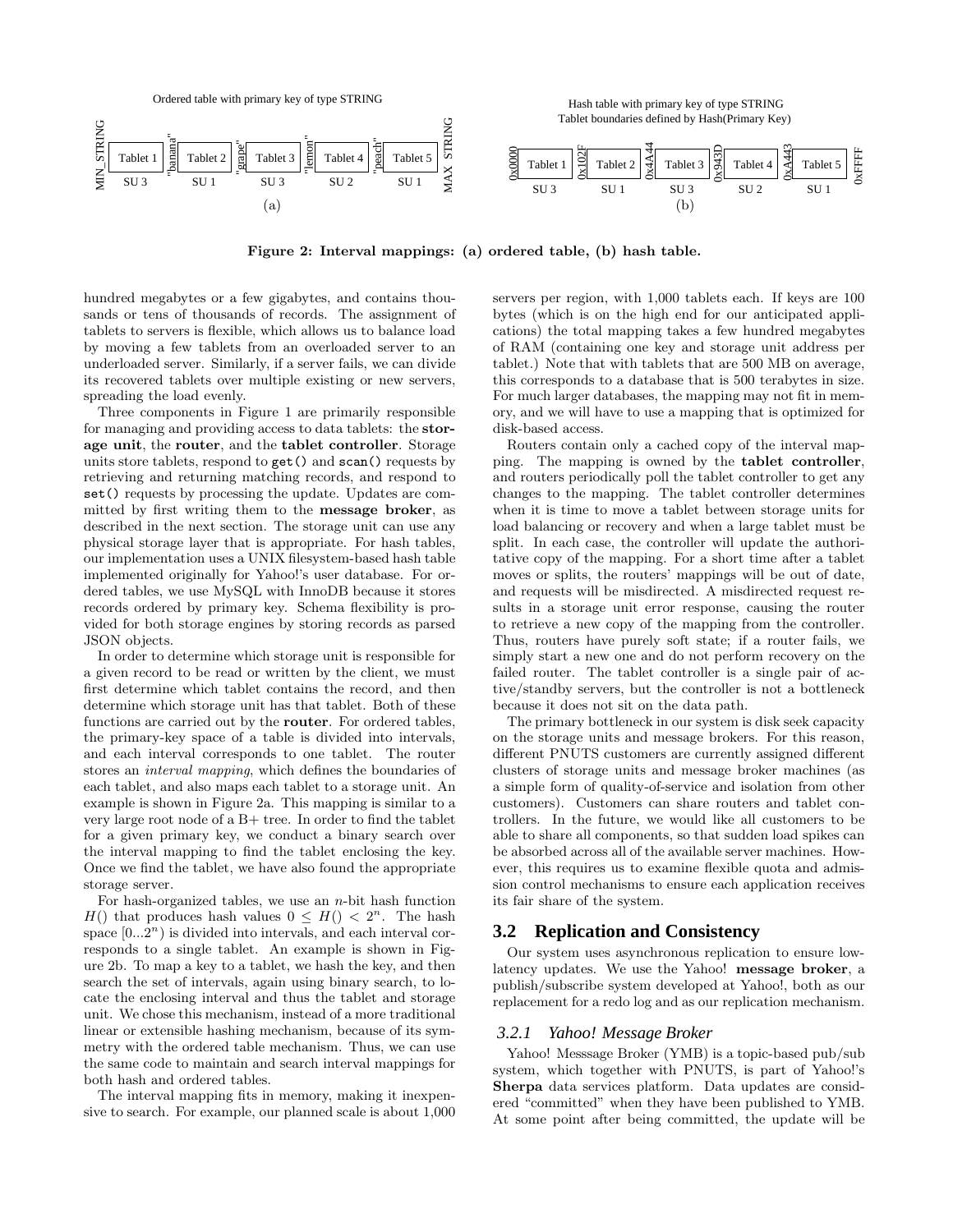Ordered table with primary key of type STRING

| MIN_STRING | Tablet 1 | "banana" | Tablet 2 | "grape" | Tablet 3 | "lemon" | Tablet 4 | "peach" | Tablet 5 | MAX_STRING |
|---|---|---|---|---|---|---|---|---|---|---|
| | SU 3 | | SU 1 | | SU 3 | | SU 2 | | SU 1 | |

(a)

Hash table with primary key of type STRING
Tablet boundaries defined by Hash(Primary Key)

| 0x0000 | Tablet 1 | 0x102F | Tablet 2 | 0x4A44 | Tablet 3 | 0x943D | Tablet 4 | 0xA443 | Tablet 5 | 0xFFFF |
|---|---|---|---|---|---|---|---|---|---|---|
| | SU 3 | | SU 1 | | SU 3 | | SU 2 | | SU 1 | |

(b)

**Figure 2: Interval mappings: (a) ordered table, (b) hash table.**

hundred megabytes or a few gigabytes, and contains thousands or tens of thousands of records. The assignment of tablets to servers is flexible, which allows us to balance load by moving a few tablets from an overloaded server to an underloaded server. Similarly, if a server fails, we can divide its recovered tablets over multiple existing or new servers, spreading the load evenly.

Three components in Figure 1 are primarily responsible for managing and providing access to data tablets: the **storage unit**, the **router**, and the **tablet controller**. Storage units store tablets, respond to `get()` and `scan()` requests by retrieving and returning matching records, and respond to `set()` requests by processing the update. Updates are committed by first writing them to the **message broker**, as described in the next section. The storage unit can use any physical storage layer that is appropriate. For hash tables, our implementation uses a UNIX filesystem-based hash table implemented originally for Yahoo!'s user database. For ordered tables, we use MySQL with InnoDB because it stores records ordered by primary key. Schema flexibility is provided for both storage engines by storing records as parsed JSON objects.

In order to determine which storage unit is responsible for a given record to be read or written by the client, we must first determine which tablet contains the record, and then determine which storage unit has that tablet. Both of these functions are carried out by the **router**. For ordered tables, the primary-key space of a table is divided into intervals, and each interval corresponds to one tablet. The router stores an *interval mapping*, which defines the boundaries of each tablet, and also maps each tablet to a storage unit. An example is shown in Figure 2a. This mapping is similar to a very large root node of a B+ tree. In order to find the tablet for a given primary key, we conduct a binary search over the interval mapping to find the tablet enclosing the key. Once we find the tablet, we have also found the appropriate storage server.

For hash-organized tables, we use an $n$-bit hash function $H()$ that produces hash values $0 \le H() < 2^n$. The hash space $[0...2^n)$ is divided into intervals, and each interval corresponds to a single tablet. An example is shown in Figure 2b. To map a key to a tablet, we hash the key, and then search the set of intervals, again using binary search, to locate the enclosing interval and thus the tablet and storage unit. We chose this mechanism, instead of a more traditional linear or extensible hashing mechanism, because of its symmetry with the ordered table mechanism. Thus, we can use the same code to maintain and search interval mappings for both hash and ordered tables.

The interval mapping fits in memory, making it inexpensive to search. For example, our planned scale is about 1,000 servers per region, with 1,000 tablets each. If keys are 100 bytes (which is on the high end for our anticipated applications) the total mapping takes a few hundred megabytes of RAM (containing one key and storage unit address per tablet.) Note that with tablets that are 500 MB on average, this corresponds to a database that is 500 terabytes in size. For much larger databases, the mapping may not fit in memory, and we will have to use a mapping that is optimized for disk-based access.

Routers contain only a cached copy of the interval mapping. The mapping is owned by the **tablet controller**, and routers periodically poll the tablet controller to get any changes to the mapping. The tablet controller determines when it is time to move a tablet between storage units for load balancing or recovery and when a large tablet must be split. In each case, the controller will update the authoritative copy of the mapping. For a short time after a tablet moves or splits, the routers' mappings will be out of date, and requests will be misdirected. A misdirected request results in a storage unit error response, causing the router to retrieve a new copy of the mapping from the controller. Thus, routers have purely soft state; if a router fails, we simply start a new one and do not perform recovery on the failed router. The tablet controller is a single pair of active/standby servers, but the controller is not a bottleneck because it does not sit on the data path.

The primary bottleneck in our system is disk seek capacity on the storage units and message brokers. For this reason, different PNUTS customers are currently assigned different clusters of storage units and message broker machines (as a simple form of quality-of-service and isolation from other customers). Customers can share routers and tablet controllers. In the future, we would like all customers to be able to share all components, so that sudden load spikes can be absorbed across all of the available server machines. However, this requires us to examine flexible quota and admission control mechanisms to ensure each application receives its fair share of the system.

## 3.2 Replication and Consistency

Our system uses asynchronous replication to ensure low-latency updates. We use the Yahoo! **message broker**, a publish/subscribe system developed at Yahoo!, both as our replacement for a redo log and as our replication mechanism.

### 3.2.1 Yahoo! Message Broker

Yahoo! Messsage Broker (YMB) is a topic-based pub/sub system, which together with PNUTS, is part of Yahoo!'s **Sherpa** data services platform. Data updates are considered "committed" when they have been published to YMB. At some point after being committed, the update will be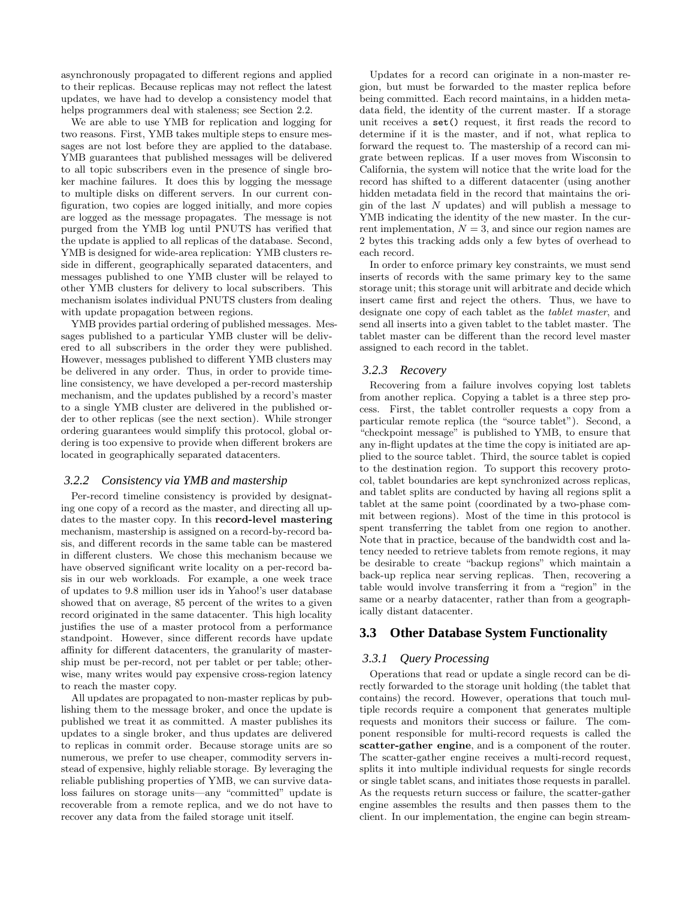asynchronously propagated to different regions and applied to their replicas. Because replicas may not reflect the latest updates, we have had to develop a consistency model that helps programmers deal with staleness; see Section 2.2.

We are able to use YMB for replication and logging for two reasons. First, YMB takes multiple steps to ensure messages are not lost before they are applied to the database. YMB guarantees that published messages will be delivered to all topic subscribers even in the presence of single broker machine failures. It does this by logging the message to multiple disks on different servers. In our current configuration, two copies are logged initially, and more copies are logged as the message propagates. The message is not purged from the YMB log until PNUTS has verified that the update is applied to all replicas of the database. Second, YMB is designed for wide-area replication: YMB clusters reside in different, geographically separated datacenters, and messages published to one YMB cluster will be relayed to other YMB clusters for delivery to local subscribers. This mechanism isolates individual PNUTS clusters from dealing with update propagation between regions.

YMB provides partial ordering of published messages. Messages published to a particular YMB cluster will be delivered to all subscribers in the order they were published. However, messages published to different YMB clusters may be delivered in any order. Thus, in order to provide timeline consistency, we have developed a per-record mastership mechanism, and the updates published by a record's master to a single YMB cluster are delivered in the published order to other replicas (see the next section). While stronger ordering guarantees would simplify this protocol, global ordering is too expensive to provide when different brokers are located in geographically separated datacenters.

### 3.2.2 Consistency via YMB and mastership

Per-record timeline consistency is provided by designating one copy of a record as the master, and directing all updates to the master copy. In this **record-level mastering** mechanism, mastership is assigned on a record-by-record basis, and different records in the same table can be mastered in different clusters. We chose this mechanism because we have observed significant write locality on a per-record basis in our web workloads. For example, a one week trace of updates to 9.8 million user ids in Yahoo!'s user database showed that on average, 85 percent of the writes to a given record originated in the same datacenter. This high locality justifies the use of a master protocol from a performance standpoint. However, since different records have update affinity for different datacenters, the granularity of mastership must be per-record, not per tablet or per table; otherwise, many writes would pay expensive cross-region latency to reach the master copy.

All updates are propagated to non-master replicas by publishing them to the message broker, and once the update is published we treat it as committed. A master publishes its updates to a single broker, and thus updates are delivered to replicas in commit order. Because storage units are so numerous, we prefer to use cheaper, commodity servers instead of expensive, highly reliable storage. By leveraging the reliable publishing properties of YMB, we can survive dataloss failures on storage units—any "committed" update is recoverable from a remote replica, and we do not have to recover any data from the failed storage unit itself.

Updates for a record can originate in a non-master region, but must be forwarded to the master replica before being committed. Each record maintains, in a hidden metadata field, the identity of the current master. If a storage unit receives a `set()` request, it first reads the record to determine if it is the master, and if not, what replica to forward the request to. The mastership of a record can migrate between replicas. If a user moves from Wisconsin to California, the system will notice that the write load for the record has shifted to a different datacenter (using another hidden metadata field in the record that maintains the origin of the last $N$ updates) and will publish a message to YMB indicating the identity of the new master. In the current implementation, $N = 3$, and since our region names are 2 bytes this tracking adds only a few bytes of overhead to each record.

In order to enforce primary key constraints, we must send inserts of records with the same primary key to the same storage unit; this storage unit will arbitrate and decide which insert came first and reject the others. Thus, we have to designate one copy of each tablet as the *tablet master*, and send all inserts into a given tablet to the tablet master. The tablet master can be different than the record level master assigned to each record in the tablet.

### 3.2.3 Recovery

Recovering from a failure involves copying lost tablets from another replica. Copying a tablet is a three step process. First, the tablet controller requests a copy from a particular remote replica (the "source tablet"). Second, a "checkpoint message" is published to YMB, to ensure that any in-flight updates at the time the copy is initiated are applied to the source tablet. Third, the source tablet is copied to the destination region. To support this recovery protocol, tablet boundaries are kept synchronized across replicas, and tablet splits are conducted by having all regions split a tablet at the same point (coordinated by a two-phase commit between regions). Most of the time in this protocol is spent transferring the tablet from one region to another. Note that in practice, because of the bandwidth cost and latency needed to retrieve tablets from remote regions, it may be desirable to create "backup regions" which maintain a back-up replica near serving replicas. Then, recovering a table would involve transferring it from a "region" in the same or a nearby datacenter, rather than from a geographically distant datacenter.

## 3.3 Other Database System Functionality

### 3.3.1 Query Processing

Operations that read or update a single record can be directly forwarded to the storage unit holding (the tablet that contains) the record. However, operations that touch multiple records require a component that generates multiple requests and monitors their success or failure. The component responsible for multi-record requests is called the **scatter-gather engine**, and is a component of the router. The scatter-gather engine receives a multi-record request, splits it into multiple individual requests for single records or single tablet scans, and initiates those requests in parallel. As the requests return success or failure, the scatter-gather engine assembles the results and then passes them to the client. In our implementation, the engine can begin stream-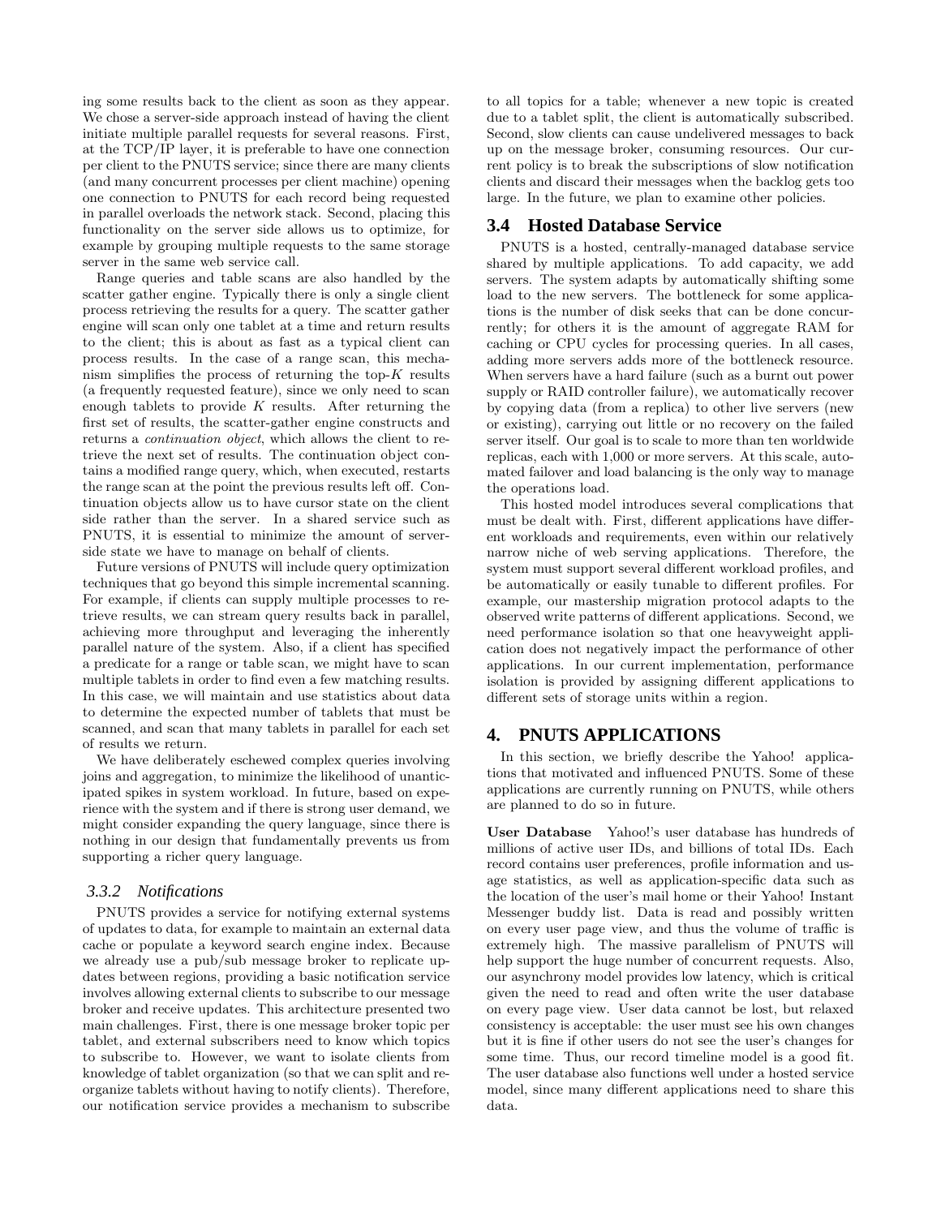ing some results back to the client as soon as they appear. We chose a server-side approach instead of having the client initiate multiple parallel requests for several reasons. First, at the TCP/IP layer, it is preferable to have one connection per client to the PNUTS service; since there are many clients (and many concurrent processes per client machine) opening one connection to PNUTS for each record being requested in parallel overloads the network stack. Second, placing this functionality on the server side allows us to optimize, for example by grouping multiple requests to the same storage server in the same web service call.

Range queries and table scans are also handled by the scatter gather engine. Typically there is only a single client process retrieving the results for a query. The scatter gather engine will scan only one tablet at a time and return results to the client; this is about as fast as a typical client can process results. In the case of a range scan, this mechanism simplifies the process of returning the top-$K$ results (a frequently requested feature), since we only need to scan enough tablets to provide $K$ results. After returning the first set of results, the scatter-gather engine constructs and returns a *continuation object*, which allows the client to retrieve the next set of results. The continuation object contains a modified range query, which, when executed, restarts the range scan at the point the previous results left off. Continuation objects allow us to have cursor state on the client side rather than the server. In a shared service such as PNUTS, it is essential to minimize the amount of server-side state we have to manage on behalf of clients.

Future versions of PNUTS will include query optimization techniques that go beyond this simple incremental scanning. For example, if clients can supply multiple processes to retrieve results, we can stream query results back in parallel, achieving more throughput and leveraging the inherently parallel nature of the system. Also, if a client has specified a predicate for a range or table scan, we might have to scan multiple tablets in order to find even a few matching results. In this case, we will maintain and use statistics about data to determine the expected number of tablets that must be scanned, and scan that many tablets in parallel for each set of results we return.

We have deliberately eschewed complex queries involving joins and aggregation, to minimize the likelihood of unanticipated spikes in system workload. In future, based on experience with the system and if there is strong user demand, we might consider expanding the query language, since there is nothing in our design that fundamentally prevents us from supporting a richer query language.

#### 3.3.2 Notifications

PNUTS provides a service for notifying external systems of updates to data, for example to maintain an external data cache or populate a keyword search engine index. Because we already use a pub/sub message broker to replicate updates between regions, providing a basic notification service involves allowing external clients to subscribe to our message broker and receive updates. This architecture presented two main challenges. First, there is one message broker topic per tablet, and external subscribers need to know which topics to subscribe to. However, we want to isolate clients from knowledge of tablet organization (so that we can split and reorganize tablets without having to notify clients). Therefore, our notification service provides a mechanism to subscribe to all topics for a table; whenever a new topic is created due to a tablet split, the client is automatically subscribed. Second, slow clients can cause undelivered messages to back up on the message broker, consuming resources. Our current policy is to break the subscriptions of slow notification clients and discard their messages when the backlog gets too large. In the future, we plan to examine other policies.

### 3.4 Hosted Database Service

PNUTS is a hosted, centrally-managed database service shared by multiple applications. To add capacity, we add servers. The system adapts by automatically shifting some load to the new servers. The bottleneck for some applications is the number of disk seeks that can be done concurrently; for others it is the amount of aggregate RAM for caching or CPU cycles for processing queries. In all cases, adding more servers adds more of the bottleneck resource. When servers have a hard failure (such as a burnt out power supply or RAID controller failure), we automatically recover by copying data (from a replica) to other live servers (new or existing), carrying out little or no recovery on the failed server itself. Our goal is to scale to more than ten worldwide replicas, each with 1,000 or more servers. At this scale, automated failover and load balancing is the only way to manage the operations load.

This hosted model introduces several complications that must be dealt with. First, different applications have different workloads and requirements, even within our relatively narrow niche of web serving applications. Therefore, the system must support several different workload profiles, and be automatically or easily tunable to different profiles. For example, our mastership migration protocol adapts to the observed write patterns of different applications. Second, we need performance isolation so that one heavyweight application does not negatively impact the performance of other applications. In our current implementation, performance isolation is provided by assigning different applications to different sets of storage units within a region.

## 4. PNUTS APPLICATIONS

In this section, we briefly describe the Yahoo! applications that motivated and influenced PNUTS. Some of these applications are currently running on PNUTS, while others are planned to do so in future.

**User Database** Yahoo!'s user database has hundreds of millions of active user IDs, and billions of total IDs. Each record contains user preferences, profile information and usage statistics, as well as application-specific data such as the location of the user's mail home or their Yahoo! Instant Messenger buddy list. Data is read and possibly written on every user page view, and thus the volume of traffic is extremely high. The massive parallelism of PNUTS will help support the huge number of concurrent requests. Also, our asynchrony model provides low latency, which is critical given the need to read and often write the user database on every page view. User data cannot be lost, but relaxed consistency is acceptable: the user must see his own changes but it is fine if other users do not see the user's changes for some time. Thus, our record timeline model is a good fit. The user database also functions well under a hosted service model, since many different applications need to share this data.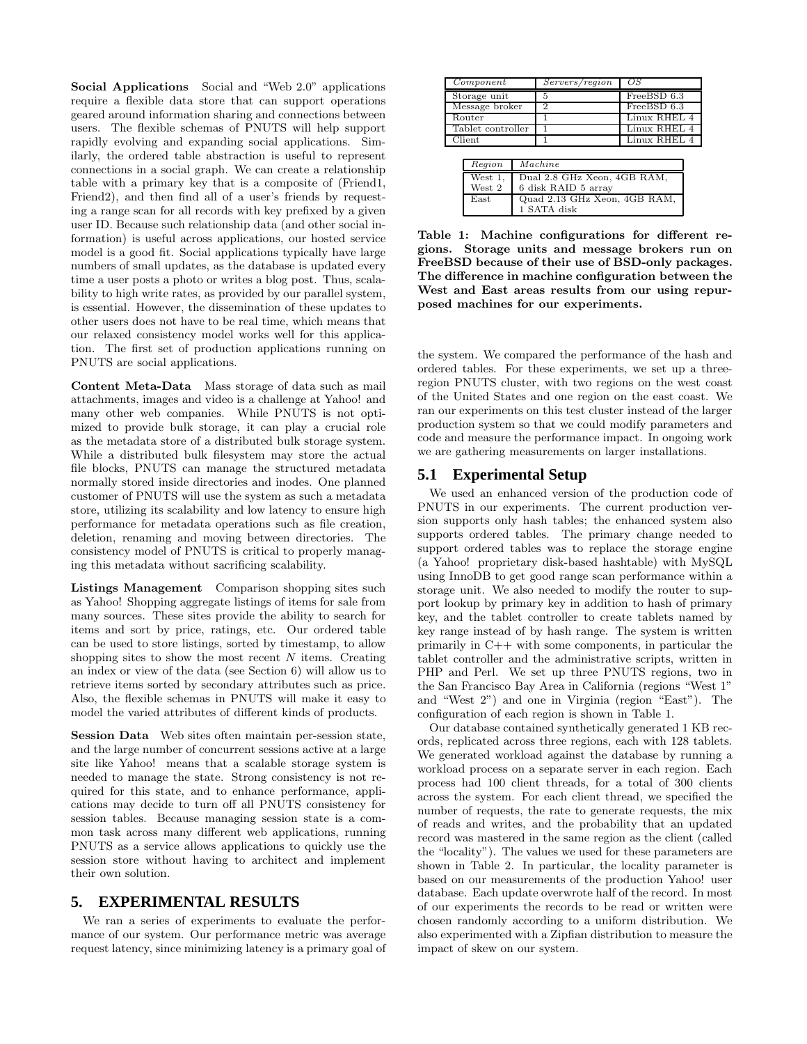**Social Applications** Social and "Web 2.0" applications require a flexible data store that can support operations geared around information sharing and connections between users. The flexible schemas of PNUTS will help support rapidly evolving and expanding social applications. Similarly, the ordered table abstraction is useful to represent connections in a social graph. We can create a relationship table with a primary key that is a composite of (Friend1, Friend2), and then find all of a user's friends by requesting a range scan for all records with key prefixed by a given user ID. Because such relationship data (and other social information) is useful across applications, our hosted service model is a good fit. Social applications typically have large numbers of small updates, as the database is updated every time a user posts a photo or writes a blog post. Thus, scalability to high write rates, as provided by our parallel system, is essential. However, the dissemination of these updates to other users does not have to be real time, which means that our relaxed consistency model works well for this application. The first set of production applications running on PNUTS are social applications.

**Content Meta-Data** Mass storage of data such as mail attachments, images and video is a challenge at Yahoo! and many other web companies. While PNUTS is not optimized to provide bulk storage, it can play a crucial role as the metadata store of a distributed bulk storage system. While a distributed bulk filesystem may store the actual file blocks, PNUTS can manage the structured metadata normally stored inside directories and inodes. One planned customer of PNUTS will use the system as such a metadata store, utilizing its scalability and low latency to ensure high performance for metadata operations such as file creation, deletion, renaming and moving between directories. The consistency model of PNUTS is critical to properly managing this metadata without sacrificing scalability.

**Listings Management** Comparison shopping sites such as Yahoo! Shopping aggregate listings of items for sale from many sources. These sites provide the ability to search for items and sort by price, ratings, etc. Our ordered table can be used to store listings, sorted by timestamp, to allow shopping sites to show the most recent $N$ items. Creating an index or view of the data (see Section 6) will allow us to retrieve items sorted by secondary attributes such as price. Also, the flexible schemas in PNUTS will make it easy to model the varied attributes of different kinds of products.

**Session Data** Web sites often maintain per-session state, and the large number of concurrent sessions active at a large site like Yahoo! means that a scalable storage system is needed to manage the state. Strong consistency is not required for this state, and to enhance performance, applications may decide to turn off all PNUTS consistency for session tables. Because managing session state is a common task across many different web applications, running PNUTS as a service allows applications to quickly use the session store without having to architect and implement their own solution.

## 5. EXPERIMENTAL RESULTS

We ran a series of experiments to evaluate the performance of our system. Our performance metric was average request latency, since minimizing latency is a primary goal of the system. We compared the performance of the hash and ordered tables. For these experiments, we set up a three-region PNUTS cluster, with two regions on the west coast of the United States and one region on the east coast. We ran our experiments on this test cluster instead of the larger production system so that we could modify parameters and code and measure the performance impact. In ongoing work we are gathering measurements on larger installations.

| *Component* | *Servers/region* | *OS* |
| --- | --- | --- |
| Storage unit | 5 | FreeBSD 6.3 |
| Message broker | 2 | FreeBSD 6.3 |
| Router | 1 | Linux RHEL 4 |
| Tablet controller | 1 | Linux RHEL 4 |
| Client | 1 | Linux RHEL 4 |

| *Region* | *Machine* |
| --- | --- |
| West 1, West 2 | Dual 2.8 GHz Xeon, 4GB RAM, 6 disk RAID 5 array |
| East | Quad 2.13 GHz Xeon, 4GB RAM, 1 SATA disk |

**Table 1: Machine configurations for different regions. Storage units and message brokers run on FreeBSD because of their use of BSD-only packages. The difference in machine configuration between the West and East areas results from our using repurposed machines for our experiments.**

### 5.1 Experimental Setup

We used an enhanced version of the production code of PNUTS in our experiments. The current production version supports only hash tables; the enhanced system also supports ordered tables. The primary change needed to support ordered tables was to replace the storage engine (a Yahoo! proprietary disk-based hashtable) with MySQL using InnoDB to get good range scan performance within a storage unit. We also needed to modify the router to support lookup by primary key in addition to hash of primary key, and the tablet controller to create tablets named by key range instead of by hash range. The system is written primarily in C++ with some components, in particular the tablet controller and the administrative scripts, written in PHP and Perl. We set up three PNUTS regions, two in the San Francisco Bay Area in California (regions "West 1" and "West 2") and one in Virginia (region "East"). The configuration of each region is shown in Table 1.

Our database contained synthetically generated 1 KB records, replicated across three regions, each with 128 tablets. We generated workload against the database by running a workload process on a separate server in each region. Each process had 100 client threads, for a total of 300 clients across the system. For each client thread, we specified the number of requests, the rate to generate requests, the mix of reads and writes, and the probability that an updated record was mastered in the same region as the client (called the "locality"). The values we used for these parameters are shown in Table 2. In particular, the locality parameter is based on our measurements of the production Yahoo! user database. Each update overwrote half of the record. In most of our experiments the records to be read or written were chosen randomly according to a uniform distribution. We also experimented with a Zipfian distribution to measure the impact of skew on our system.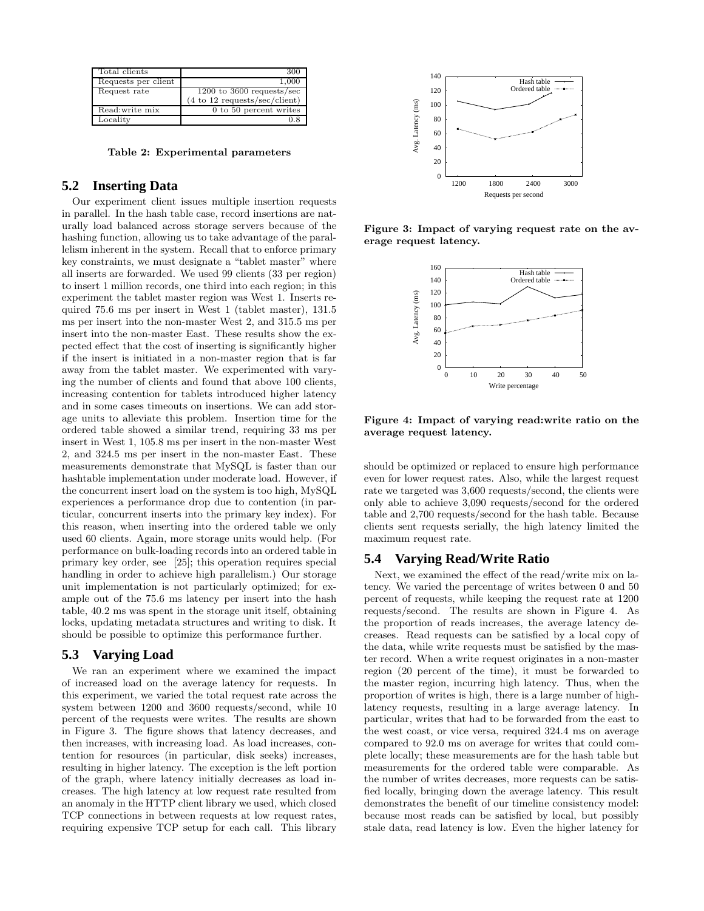| Total clients | 300 |
| --- | --- |
| Requests per client | 1,000 |
| Request rate | 1200 to 3600 requests/sec (4 to 12 requests/sec/client) |
| Read:write mix | 0 to 50 percent writes |
| Locality | 0.8 |

**Table 2: Experimental parameters**

## 5.2 Inserting Data

Our experiment client issues multiple insertion requests in parallel. In the hash table case, record insertions are naturally load balanced across storage servers because of the hashing function, allowing us to take advantage of the parallelism inherent in the system. Recall that to enforce primary key constraints, we must designate a "tablet master" where all inserts are forwarded. We used 99 clients (33 per region) to insert 1 million records, one third into each region; in this experiment the tablet master region was West 1. Inserts required 75.6 ms per insert in West 1 (tablet master), 131.5 ms per insert into the non-master West 2, and 315.5 ms per insert into the non-master East. These results show the expected effect that the cost of inserting is significantly higher if the insert is initiated in a non-master region that is far away from the tablet master. We experimented with varying the number of clients and found that above 100 clients, increasing contention for tablets introduced higher latency and in some cases timeouts on insertions. We can add storage units to alleviate this problem. Insertion time for the ordered table showed a similar trend, requiring 33 ms per insert in West 1, 105.8 ms per insert in the non-master West 2, and 324.5 ms per insert in the non-master East. These measurements demonstrate that MySQL is faster than our hashtable implementation under moderate load. However, if the concurrent insert load on the system is too high, MySQL experiences a performance drop due to contention (in particular, concurrent inserts into the primary key index). For this reason, when inserting into the ordered table we only used 60 clients. Again, more storage units would help. (For performance on bulk-loading records into an ordered table in primary key order, see [25]; this operation requires special handling in order to achieve high parallelism.) Our storage unit implementation is not particularly optimized; for example out of the 75.6 ms latency per insert into the hash table, 40.2 ms was spent in the storage unit itself, obtaining locks, updating metadata structures and writing to disk. It should be possible to optimize this performance further.

## 5.3 Varying Load

We ran an experiment where we examined the impact of increased load on the average latency for requests. In this experiment, we varied the total request rate across the system between 1200 and 3600 requests/second, while 10 percent of the requests were writes. The results are shown in Figure 3. The figure shows that latency decreases, and then increases, with increasing load. As load increases, contention for resources (in particular, disk seeks) increases, resulting in higher latency. The exception is the left portion of the graph, where latency initially decreases as load increases. The high latency at low request rate resulted from an anomaly in the HTTP client library we used, which closed TCP connections in between requests at low request rates, requiring expensive TCP setup for each call. This library should be optimized or replaced to ensure high performance even for lower request rates. Also, while the largest request rate we targeted was 3,600 requests/second, the clients were only able to achieve 3,090 requests/second for the ordered table and 2,700 requests/second for the hash table. Because clients sent requests serially, the high latency limited the maximum request rate.

**Figure 3: Impact of varying request rate on the average request latency.**

**Figure 4: Impact of varying read:write ratio on the average request latency.**

## 5.4 Varying Read/Write Ratio

Next, we examined the effect of the read/write mix on latency. We varied the percentage of writes between 0 and 50 percent of requests, while keeping the request rate at 1200 requests/second. The results are shown in Figure 4. As the proportion of reads increases, the average latency decreases. Read requests can be satisfied by a local copy of the data, while write requests must be satisfied by the master record. When a write request originates in a non-master region (20 percent of the time), it must be forwarded to the master region, incurring high latency. Thus, when the proportion of writes is high, there is a large number of high-latency requests, resulting in a large average latency. In particular, writes that had to be forwarded from the east to the west coast, or vice versa, required 324.4 ms on average compared to 92.0 ms on average for writes that could complete locally; these measurements are for the hash table but measurements for the ordered table were comparable. As the number of writes decreases, more requests can be satisfied locally, bringing down the average latency. This result demonstrates the benefit of our timeline consistency model: because most reads can be satisfied by local, but possibly stale data, read latency is low. Even the higher latency for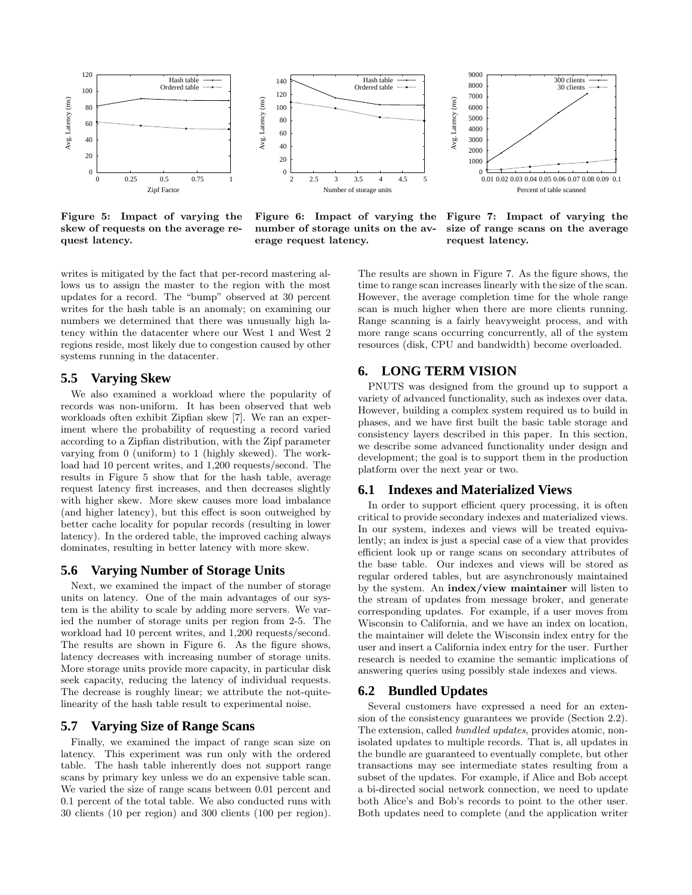120

100

80

60

40

20

0

Avg. Latency (ms)

0 0.25 0.5 0.75 1

Zipf Factor

Hash table

Ordered table

140

120

100

80

60

40

20

0

Avg. Latency (ms)

2 2.5 3 3.5 4 4.5 5

Number of storage units

Hash table

Ordered table

9000

8000

7000

6000

5000

4000

3000

2000

1000

0

Avg. Latency (ms)

0.01 0.02 0.03 0.04 0.05 0.06 0.07 0.08 0.09 0.1

Percent of table scanned

300 clients

30 clients

**Figure 5: Impact of varying the skew of requests on the average request latency.**

**Figure 6: Impact of varying the number of storage units on the average request latency.**

**Figure 7: Impact of varying the size of range scans on the average request latency.**

writes is mitigated by the fact that per-record mastering allows us to assign the master to the region with the most updates for a record. The "bump" observed at 30 percent writes for the hash table is an anomaly; on examining our numbers we determined that there was unusually high latency within the datacenter where our West 1 and West 2 regions reside, most likely due to congestion caused by other systems running in the datacenter.

## 5.5 Varying Skew

We also examined a workload where the popularity of records was non-uniform. It has been observed that web workloads often exhibit Zipfian skew [7]. We ran an experiment where the probability of requesting a record varied according to a Zipfian distribution, with the Zipf parameter varying from 0 (uniform) to 1 (highly skewed). The workload had 10 percent writes, and 1,200 requests/second. The results in Figure 5 show that for the hash table, average request latency first increases, and then decreases slightly with higher skew. More skew causes more load imbalance (and higher latency), but this effect is soon outweighed by better cache locality for popular records (resulting in lower latency). In the ordered table, the improved caching always dominates, resulting in better latency with more skew.

## 5.6 Varying Number of Storage Units

Next, we examined the impact of the number of storage units on latency. One of the main advantages of our system is the ability to scale by adding more servers. We varied the number of storage units per region from 2-5. The workload had 10 percent writes, and 1,200 requests/second. The results are shown in Figure 6. As the figure shows, latency decreases with increasing number of storage units. More storage units provide more capacity, in particular disk seek capacity, reducing the latency of individual requests. The decrease is roughly linear; we attribute the not-quite-linearity of the hash table result to experimental noise.

## 5.7 Varying Size of Range Scans

Finally, we examined the impact of range scan size on latency. This experiment was run only with the ordered table. The hash table inherently does not support range scans by primary key unless we do an expensive table scan. We varied the size of range scans between 0.01 percent and 0.1 percent of the total table. We also conducted runs with 30 clients (10 per region) and 300 clients (100 per region). The results are shown in Figure 7. As the figure shows, the time to range scan increases linearly with the size of the scan. However, the average completion time for the whole range scan is much higher when there are more clients running. Range scanning is a fairly heavyweight process, and with more range scans occurring concurrently, all of the system resources (disk, CPU and bandwidth) become overloaded.

# 6. LONG TERM VISION

PNUTS was designed from the ground up to support a variety of advanced functionality, such as indexes over data. However, building a complex system required us to build in phases, and we have first built the basic table storage and consistency layers described in this paper. In this section, we describe some advanced functionality under design and development; the goal is to support them in the production platform over the next year or two.

## 6.1 Indexes and Materialized Views

In order to support efficient query processing, it is often critical to provide secondary indexes and materialized views. In our system, indexes and views will be treated equivalently; an index is just a special case of a view that provides efficient look up or range scans on secondary attributes of the base table. Our indexes and views will be stored as regular ordered tables, but are asynchronously maintained by the system. An **index/view maintainer** will listen to the stream of updates from message broker, and generate corresponding updates. For example, if a user moves from Wisconsin to California, and we have an index on location, the maintainer will delete the Wisconsin index entry for the user and insert a California index entry for the user. Further research is needed to examine the semantic implications of answering queries using possibly stale indexes and views.

## 6.2 Bundled Updates

Several customers have expressed a need for an extension of the consistency guarantees we provide (Section 2.2). The extension, called *bundled updates*, provides atomic, non-isolated updates to multiple records. That is, all updates in the bundle are guaranteed to eventually complete, but other transactions may see intermediate states resulting from a subset of the updates. For example, if Alice and Bob accept a bi-directed social network connection, we need to update both Alice's and Bob's records to point to the other user. Both updates need to complete (and the application writer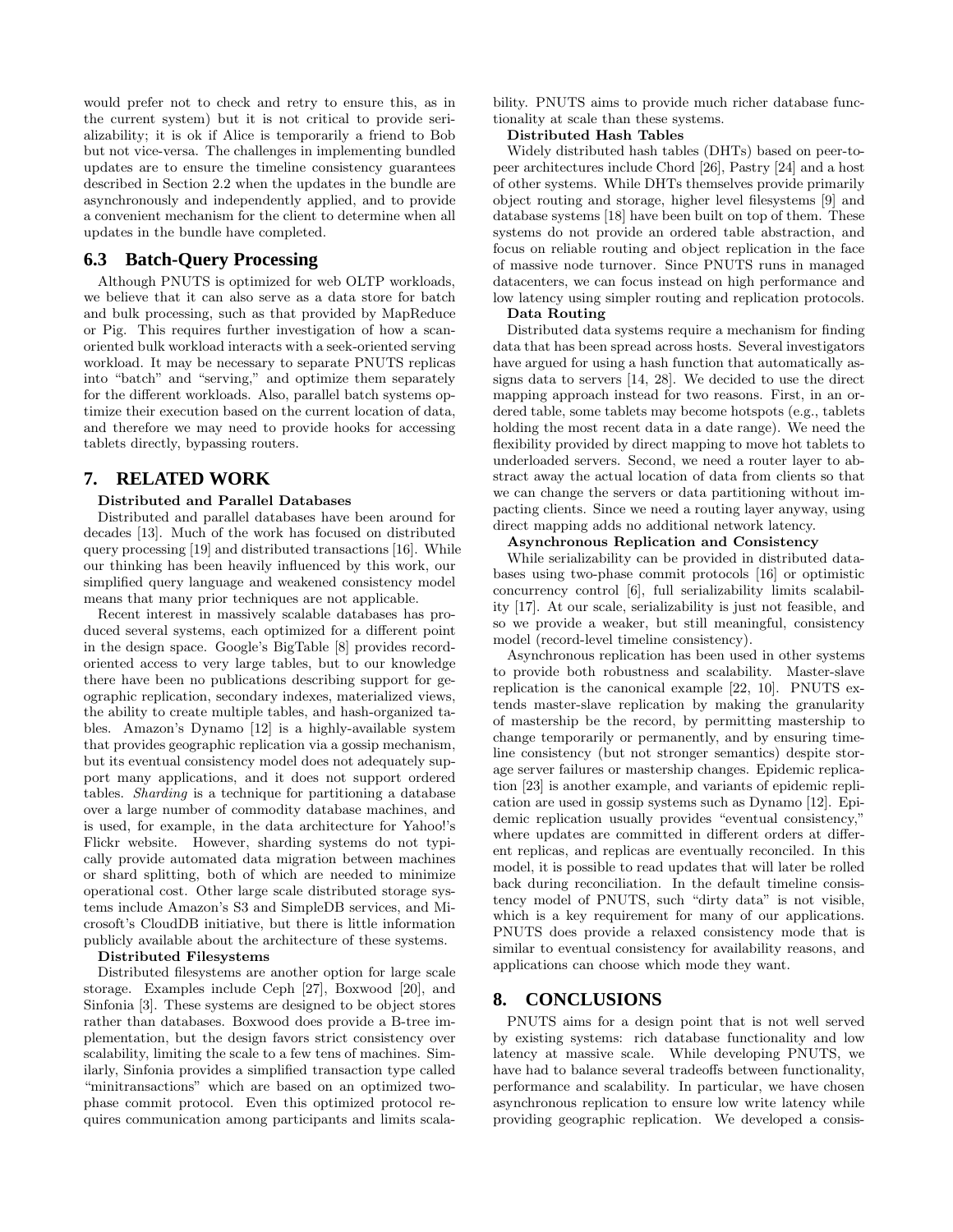would prefer not to check and retry to ensure this, as in the current system) but it is not critical to provide serializability; it is ok if Alice is temporarily a friend to Bob but not vice-versa. The challenges in implementing bundled updates are to ensure the timeline consistency guarantees described in Section 2.2 when the updates in the bundle are asynchronously and independently applied, and to provide a convenient mechanism for the client to determine when all updates in the bundle have completed.

## 6.3 Batch-Query Processing

Although PNUTS is optimized for web OLTP workloads, we believe that it can also serve as a data store for batch and bulk processing, such as that provided by MapReduce or Pig. This requires further investigation of how a scan-oriented bulk workload interacts with a seek-oriented serving workload. It may be necessary to separate PNUTS replicas into "batch" and "serving," and optimize them separately for the different workloads. Also, parallel batch systems optimize their execution based on the current location of data, and therefore we may need to provide hooks for accessing tablets directly, bypassing routers.

# 7. RELATED WORK

**Distributed and Parallel Databases**

Distributed and parallel databases have been around for decades [13]. Much of the work has focused on distributed query processing [19] and distributed transactions [16]. While our thinking has been heavily influenced by this work, our simplified query language and weakened consistency model means that many prior techniques are not applicable.

Recent interest in massively scalable databases has produced several systems, each optimized for a different point in the design space. Google's BigTable [8] provides record-oriented access to very large tables, but to our knowledge there have been no publications describing support for geographic replication, secondary indexes, materialized views, the ability to create multiple tables, and hash-organized tables. Amazon's Dynamo [12] is a highly-available system that provides geographic replication via a gossip mechanism, but its eventual consistency model does not adequately support many applications, and it does not support ordered tables. *Sharding* is a technique for partitioning a database over a large number of commodity database machines, and is used, for example, in the data architecture for Yahoo!'s Flickr website. However, sharding systems do not typically provide automated data migration between machines or shard splitting, both of which are needed to minimize operational cost. Other large scale distributed storage systems include Amazon's S3 and SimpleDB services, and Microsoft's CloudDB initiative, but there is little information publicly available about the architecture of these systems.

**Distributed Filesystems**

Distributed filesystems are another option for large scale storage. Examples include Ceph [27], Boxwood [20], and Sinfonia [3]. These systems are designed to be object stores rather than databases. Boxwood does provide a B-tree implementation, but the design favors strict consistency over scalability, limiting the scale to a few tens of machines. Similarly, Sinfonia provides a simplified transaction type called "minitransactions" which are based on an optimized two-phase commit protocol. Even this optimized protocol requires communication among participants and limits scalability. PNUTS aims to provide much richer database functionality at scale than these systems.

**Distributed Hash Tables**

Widely distributed hash tables (DHTs) based on peer-to-peer architectures include Chord [26], Pastry [24] and a host of other systems. While DHTs themselves provide primarily object routing and storage, higher level filesystems [9] and database systems [18] have been built on top of them. These systems do not provide an ordered table abstraction, and focus on reliable routing and object replication in the face of massive node turnover. Since PNUTS runs in managed datacenters, we can focus instead on high performance and low latency using simpler routing and replication protocols.

**Data Routing**

Distributed data systems require a mechanism for finding data that has been spread across hosts. Several investigators have argued for using a hash function that automatically assigns data to servers [14, 28]. We decided to use the direct mapping approach instead for two reasons. First, in an ordered table, some tablets may become hotspots (e.g., tablets holding the most recent data in a date range). We need the flexibility provided by direct mapping to move hot tablets to underloaded servers. Second, we need a router layer to abstract away the actual location of data from clients so that we can change the servers or data partitioning without impacting clients. Since we need a routing layer anyway, using direct mapping adds no additional network latency.

**Asynchronous Replication and Consistency**

While serializability can be provided in distributed databases using two-phase commit protocols [16] or optimistic concurrency control [6], full serializability limits scalability [17]. At our scale, serializability is just not feasible, and so we provide a weaker, but still meaningful, consistency model (record-level timeline consistency).

Asynchronous replication has been used in other systems to provide both robustness and scalability. Master-slave replication is the canonical example [22, 10]. PNUTS extends master-slave replication by making the granularity of mastership be the record, by permitting mastership to change temporarily or permanently, and by ensuring timeline consistency (but not stronger semantics) despite storage server failures or mastership changes. Epidemic replication [23] is another example, and variants of epidemic replication are used in gossip systems such as Dynamo [12]. Epidemic replication usually provides "eventual consistency," where updates are committed in different orders at different replicas, and replicas are eventually reconciled. In this model, it is possible to read updates that will later be rolled back during reconciliation. In the default timeline consistency model of PNUTS, such "dirty data" is not visible, which is a key requirement for many of our applications. PNUTS does provide a relaxed consistency mode that is similar to eventual consistency for availability reasons, and applications can choose which mode they want.

# 8. CONCLUSIONS

PNUTS aims for a design point that is not well served by existing systems: rich database functionality and low latency at massive scale. While developing PNUTS, we have had to balance several tradeoffs between functionality, performance and scalability. In particular, we have chosen asynchronous replication to ensure low write latency while providing geographic replication. We developed a consis-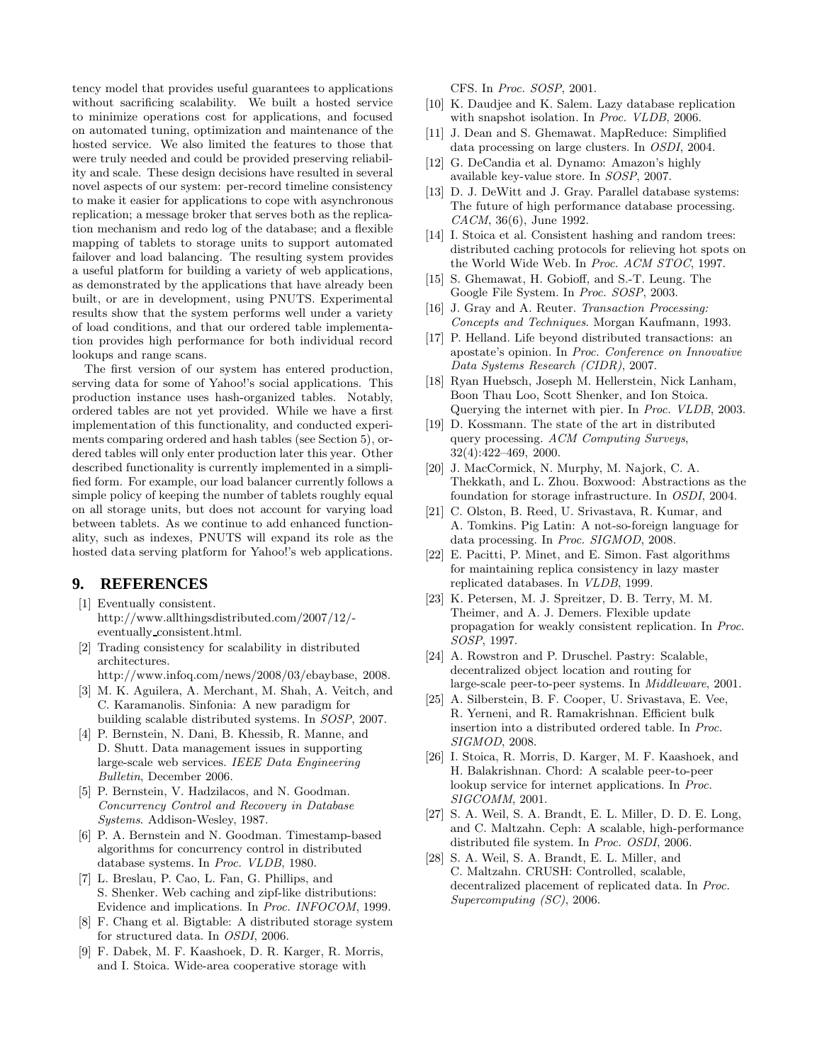tency model that provides useful guarantees to applications without sacrificing scalability. We built a hosted service to minimize operations cost for applications, and focused on automated tuning, optimization and maintenance of the hosted service. We also limited the features to those that were truly needed and could be provided preserving reliability and scale. These design decisions have resulted in several novel aspects of our system: per-record timeline consistency to make it easier for applications to cope with asynchronous replication; a message broker that serves both as the replication mechanism and redo log of the database; and a flexible mapping of tablets to storage units to support automated failover and load balancing. The resulting system provides a useful platform for building a variety of web applications, as demonstrated by the applications that have already been built, or are in development, using PNUTS. Experimental results show that the system performs well under a variety of load conditions, and that our ordered table implementation provides high performance for both individual record lookups and range scans.

The first version of our system has entered production, serving data for some of Yahoo!'s social applications. This production instance uses hash-organized tables. Notably, ordered tables are not yet provided. While we have a first implementation of this functionality, and conducted experiments comparing ordered and hash tables (see Section 5), ordered tables will only enter production later this year. Other described functionality is currently implemented in a simplified form. For example, our load balancer currently follows a simple policy of keeping the number of tablets roughly equal on all storage units, but does not account for varying load between tablets. As we continue to add enhanced functionality, such as indexes, PNUTS will expand its role as the hosted data serving platform for Yahoo!'s web applications.

## 9. REFERENCES

[1] Eventually consistent. http://www.allthingsdistributed.com/2007/12/-eventually_consistent.html.

[2] Trading consistency for scalability in distributed architectures. http://www.infoq.com/news/2008/03/ebaybase, 2008.

[3] M. K. Aguilera, A. Merchant, M. Shah, A. Veitch, and C. Karamanolis. Sinfonia: A new paradigm for building scalable distributed systems. In *SOSP*, 2007.

[4] P. Bernstein, N. Dani, B. Khessib, R. Manne, and D. Shutt. Data management issues in supporting large-scale web services. *IEEE Data Engineering Bulletin*, December 2006.

[5] P. Bernstein, V. Hadzilacos, and N. Goodman. *Concurrency Control and Recovery in Database Systems*. Addison-Wesley, 1987.

[6] P. A. Bernstein and N. Goodman. Timestamp-based algorithms for concurrency control in distributed database systems. In *Proc. VLDB*, 1980.

[7] L. Breslau, P. Cao, L. Fan, G. Phillips, and S. Shenker. Web caching and zipf-like distributions: Evidence and implications. In *Proc. INFOCOM*, 1999.

[8] F. Chang et al. Bigtable: A distributed storage system for structured data. In *OSDI*, 2006.

[9] F. Dabek, M. F. Kaashoek, D. R. Karger, R. Morris, and I. Stoica. Wide-area cooperative storage with CFS. In *Proc. SOSP*, 2001.

[10] K. Daudjee and K. Salem. Lazy database replication with snapshot isolation. In *Proc. VLDB*, 2006.

[11] J. Dean and S. Ghemawat. MapReduce: Simplified data processing on large clusters. In *OSDI*, 2004.

[12] G. DeCandia et al. Dynamo: Amazon's highly available key-value store. In *SOSP*, 2007.

[13] D. J. DeWitt and J. Gray. Parallel database systems: The future of high performance database processing. *CACM*, 36(6), June 1992.

[14] I. Stoica et al. Consistent hashing and random trees: distributed caching protocols for relieving hot spots on the World Wide Web. In *Proc. ACM STOC*, 1997.

[15] S. Ghemawat, H. Gobioff, and S.-T. Leung. The Google File System. In *Proc. SOSP*, 2003.

[16] J. Gray and A. Reuter. *Transaction Processing: Concepts and Techniques*. Morgan Kaufmann, 1993.

[17] P. Helland. Life beyond distributed transactions: an apostate's opinion. In *Proc. Conference on Innovative Data Systems Research (CIDR)*, 2007.

[18] Ryan Huebsch, Joseph M. Hellerstein, Nick Lanham, Boon Thau Loo, Scott Shenker, and Ion Stoica. Querying the internet with pier. In *Proc. VLDB*, 2003.

[19] D. Kossmann. The state of the art in distributed query processing. *ACM Computing Surveys*, 32(4):422–469, 2000.

[20] J. MacCormick, N. Murphy, M. Najork, C. A. Thekkath, and L. Zhou. Boxwood: Abstractions as the foundation for storage infrastructure. In *OSDI*, 2004.

[21] C. Olston, B. Reed, U. Srivastava, R. Kumar, and A. Tomkins. Pig Latin: A not-so-foreign language for data processing. In *Proc. SIGMOD*, 2008.

[22] E. Pacitti, P. Minet, and E. Simon. Fast algorithms for maintaining replica consistency in lazy master replicated databases. In *VLDB*, 1999.

[23] K. Petersen, M. J. Spreitzer, D. B. Terry, M. M. Theimer, and A. J. Demers. Flexible update propagation for weakly consistent replication. In *Proc. SOSP*, 1997.

[24] A. Rowstron and P. Druschel. Pastry: Scalable, decentralized object location and routing for large-scale peer-to-peer systems. In *Middleware*, 2001.

[25] A. Silberstein, B. F. Cooper, U. Srivastava, E. Vee, R. Yerneni, and R. Ramakrishnan. Efficient bulk insertion into a distributed ordered table. In *Proc. SIGMOD*, 2008.

[26] I. Stoica, R. Morris, D. Karger, M. F. Kaashoek, and H. Balakrishnan. Chord: A scalable peer-to-peer lookup service for internet applications. In *Proc. SIGCOMM*, 2001.

[27] S. A. Weil, S. A. Brandt, E. L. Miller, D. D. E. Long, and C. Maltzahn. Ceph: A scalable, high-performance distributed file system. In *Proc. OSDI*, 2006.

[28] S. A. Weil, S. A. Brandt, E. L. Miller, and C. Maltzahn. CRUSH: Controlled, scalable, decentralized placement of replicated data. In *Proc. Supercomputing (SC)*, 2006.